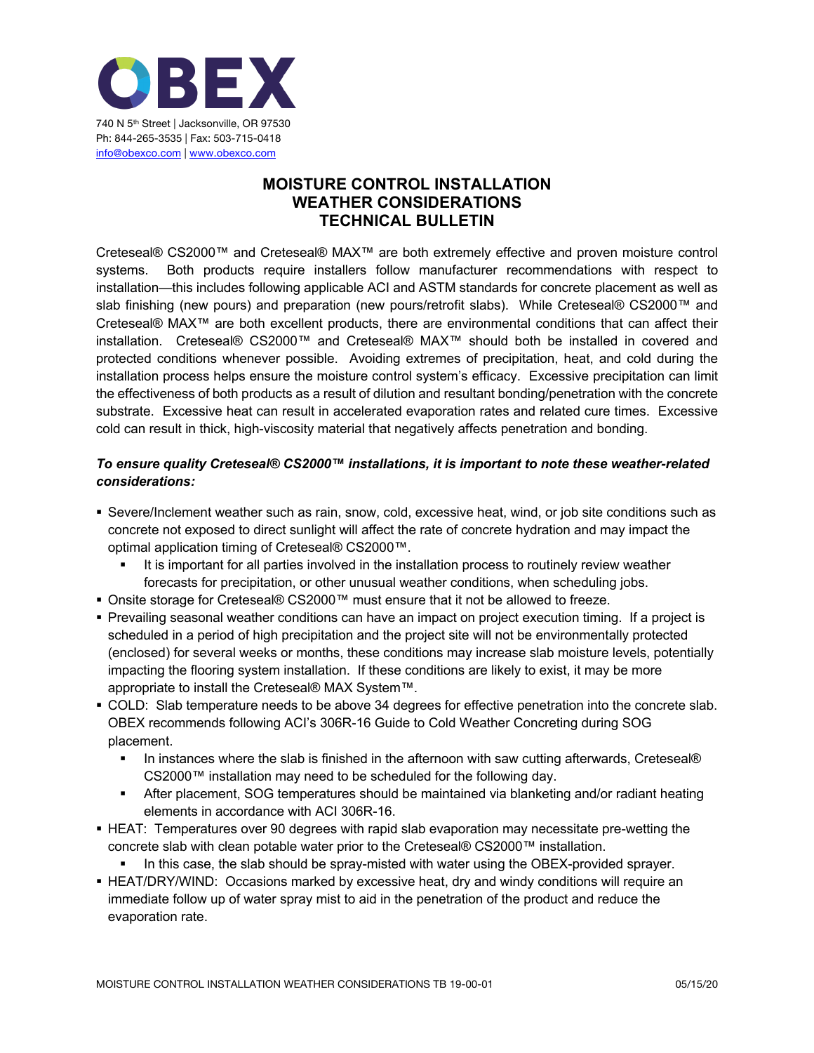OBEX

740 N 5th Street | Jacksonville, OR 97530
Ph: 844-265-3535 | Fax: 503-715-0418
info@obexco.com | www.obexco.com

# MOISTURE CONTROL INSTALLATION WEATHER CONSIDERATIONS TECHNICAL BULLETIN

Creteseal® CS2000™ and Creteseal® MAX™ are both extremely effective and proven moisture control systems. Both products require installers follow manufacturer recommendations with respect to installation—this includes following applicable ACI and ASTM standards for concrete placement as well as slab finishing (new pours) and preparation (new pours/retrofit slabs). While Creteseal® CS2000™ and Creteseal® MAX™ are both excellent products, there are environmental conditions that can affect their installation. Creteseal® CS2000™ and Creteseal® MAX™ should both be installed in covered and protected conditions whenever possible. Avoiding extremes of precipitation, heat, and cold during the installation process helps ensure the moisture control system's efficacy. Excessive precipitation can limit the effectiveness of both products as a result of dilution and resultant bonding/penetration with the concrete substrate. Excessive heat can result in accelerated evaporation rates and related cure times. Excessive cold can result in thick, high-viscosity material that negatively affects penetration and bonding.

***To ensure quality Creteseal® CS2000™ installations, it is important to note these weather-related considerations:***

- Severe/Inclement weather such as rain, snow, cold, excessive heat, wind, or job site conditions such as concrete not exposed to direct sunlight will affect the rate of concrete hydration and may impact the optimal application timing of Creteseal® CS2000™.
  - It is important for all parties involved in the installation process to routinely review weather forecasts for precipitation, or other unusual weather conditions, when scheduling jobs.
- Onsite storage for Creteseal® CS2000™ must ensure that it not be allowed to freeze.
- Prevailing seasonal weather conditions can have an impact on project execution timing. If a project is scheduled in a period of high precipitation and the project site will not be environmentally protected (enclosed) for several weeks or months, these conditions may increase slab moisture levels, potentially impacting the flooring system installation. If these conditions are likely to exist, it may be more appropriate to install the Creteseal® MAX System™.
- COLD: Slab temperature needs to be above 34 degrees for effective penetration into the concrete slab. OBEX recommends following ACI's 306R-16 Guide to Cold Weather Concreting during SOG placement.
  - In instances where the slab is finished in the afternoon with saw cutting afterwards, Creteseal® CS2000™ installation may need to be scheduled for the following day.
  - After placement, SOG temperatures should be maintained via blanketing and/or radiant heating elements in accordance with ACI 306R-16.
- HEAT: Temperatures over 90 degrees with rapid slab evaporation may necessitate pre-wetting the concrete slab with clean potable water prior to the Creteseal® CS2000™ installation.
  - In this case, the slab should be spray-misted with water using the OBEX-provided sprayer.
- HEAT/DRY/WIND: Occasions marked by excessive heat, dry and windy conditions will require an immediate follow up of water spray mist to aid in the penetration of the product and reduce the evaporation rate.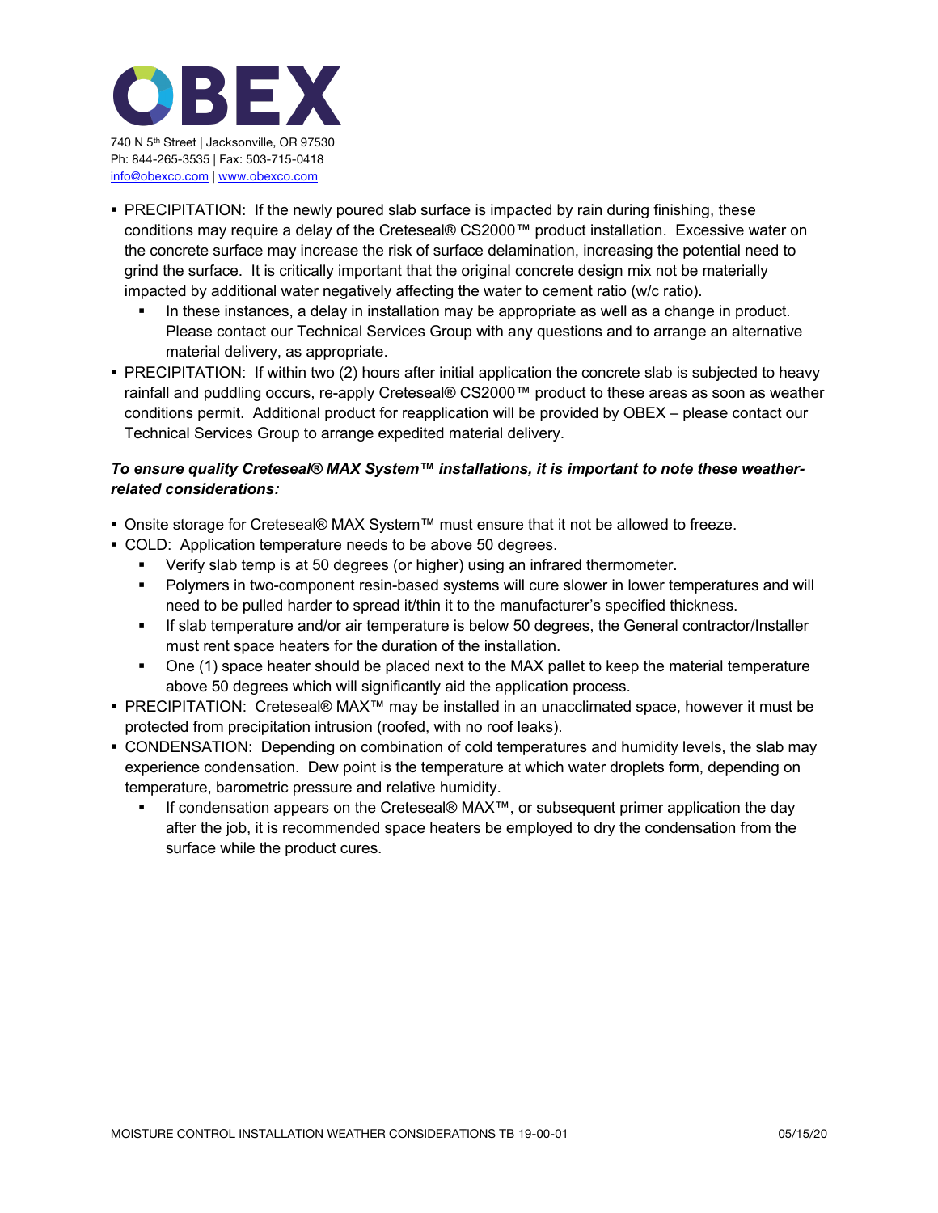OBEX

740 N 5th Street | Jacksonville, OR 97530
Ph: 844-265-3535 | Fax: 503-715-0418
info@obexco.com | www.obexco.com

- PRECIPITATION: If the newly poured slab surface is impacted by rain during finishing, these conditions may require a delay of the Creteseal® CS2000™ product installation. Excessive water on the concrete surface may increase the risk of surface delamination, increasing the potential need to grind the surface. It is critically important that the original concrete design mix not be materially impacted by additional water negatively affecting the water to cement ratio (w/c ratio).
  - In these instances, a delay in installation may be appropriate as well as a change in product. Please contact our Technical Services Group with any questions and to arrange an alternative material delivery, as appropriate.
- PRECIPITATION: If within two (2) hours after initial application the concrete slab is subjected to heavy rainfall and puddling occurs, re-apply Creteseal® CS2000™ product to these areas as soon as weather conditions permit. Additional product for reapplication will be provided by OBEX – please contact our Technical Services Group to arrange expedited material delivery.

***To ensure quality Creteseal® MAX System™ installations, it is important to note these weather-related considerations:***

- Onsite storage for Creteseal® MAX System™ must ensure that it not be allowed to freeze.
- COLD: Application temperature needs to be above 50 degrees.
  - Verify slab temp is at 50 degrees (or higher) using an infrared thermometer.
  - Polymers in two-component resin-based systems will cure slower in lower temperatures and will need to be pulled harder to spread it/thin it to the manufacturer's specified thickness.
  - If slab temperature and/or air temperature is below 50 degrees, the General contractor/Installer must rent space heaters for the duration of the installation.
  - One (1) space heater should be placed next to the MAX pallet to keep the material temperature above 50 degrees which will significantly aid the application process.
- PRECIPITATION: Creteseal® MAX™ may be installed in an unacclimated space, however it must be protected from precipitation intrusion (roofed, with no roof leaks).
- CONDENSATION: Depending on combination of cold temperatures and humidity levels, the slab may experience condensation. Dew point is the temperature at which water droplets form, depending on temperature, barometric pressure and relative humidity.
  - If condensation appears on the Creteseal® MAX™, or subsequent primer application the day after the job, it is recommended space heaters be employed to dry the condensation from the surface while the product cures.

MOISTURE CONTROL INSTALLATION WEATHER CONSIDERATIONS TB 19-00-01 05/15/20